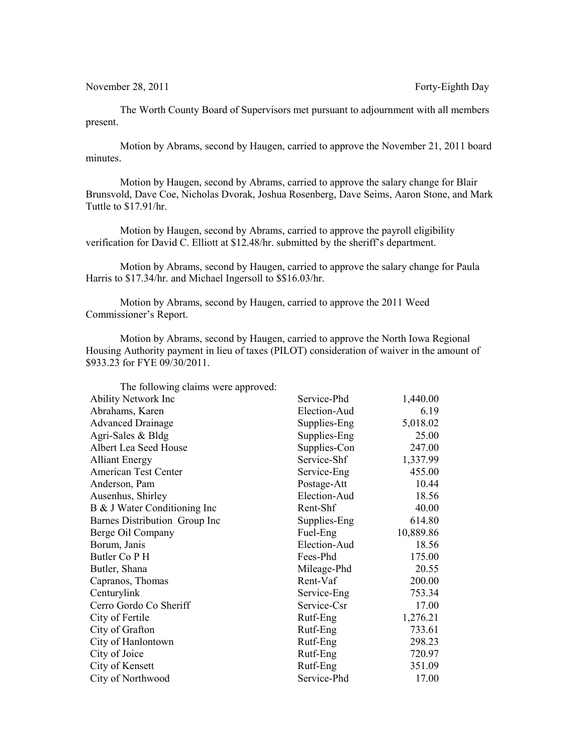November 28, 2011 Forty-Eighth Day

The Worth County Board of Supervisors met pursuant to adjournment with all members present.

Motion by Abrams, second by Haugen, carried to approve the November 21, 2011 board minutes.

Motion by Haugen, second by Abrams, carried to approve the salary change for Blair Brunsvold, Dave Coe, Nicholas Dvorak, Joshua Rosenberg, Dave Seims, Aaron Stone, and Mark Tuttle to $17.91/hr.

Motion by Haugen, second by Abrams, carried to approve the payroll eligibility verification for David C. Elliott at $12.48/hr. submitted by the sheriff's department.

Motion by Abrams, second by Haugen, carried to approve the salary change for Paula Harris to $17.34/hr. and Michael Ingersoll to $$16.03/hr.

Motion by Abrams, second by Haugen, carried to approve the 2011 Weed Commissioner's Report.

Motion by Abrams, second by Haugen, carried to approve the North Iowa Regional Housing Authority payment in lieu of taxes (PILOT) consideration of waiver in the amount of $933.23 for FYE 09/30/2011.

The following claims were approved:

| | | |
|---|---|---|
| Ability Network Inc | Service-Phd | 1,440.00 |
| Abrahams, Karen | Election-Aud | 6.19 |
| Advanced Drainage | Supplies-Eng | 5,018.02 |
| Agri-Sales & Bldg | Supplies-Eng | 25.00 |
| Albert Lea Seed House | Supplies-Con | 247.00 |
| Alliant Energy | Service-Shf | 1,337.99 |
| American Test Center | Service-Eng | 455.00 |
| Anderson, Pam | Postage-Att | 10.44 |
| Ausenhus, Shirley | Election-Aud | 18.56 |
| B & J Water Conditioning Inc | Rent-Shf | 40.00 |
| Barnes Distribution Group Inc | Supplies-Eng | 614.80 |
| Berge Oil Company | Fuel-Eng | 10,889.86 |
| Borum, Janis | Election-Aud | 18.56 |
| Butler Co P H | Fees-Phd | 175.00 |
| Butler, Shana | Mileage-Phd | 20.55 |
| Capranos, Thomas | Rent-Vaf | 200.00 |
| Centurylink | Service-Eng | 753.34 |
| Cerro Gordo Co Sheriff | Service-Csr | 17.00 |
| City of Fertile | Rutf-Eng | 1,276.21 |
| City of Grafton | Rutf-Eng | 733.61 |
| City of Hanlontown | Rutf-Eng | 298.23 |
| City of Joice | Rutf-Eng | 720.97 |
| City of Kensett | Rutf-Eng | 351.09 |
| City of Northwood | Service-Phd | 17.00 |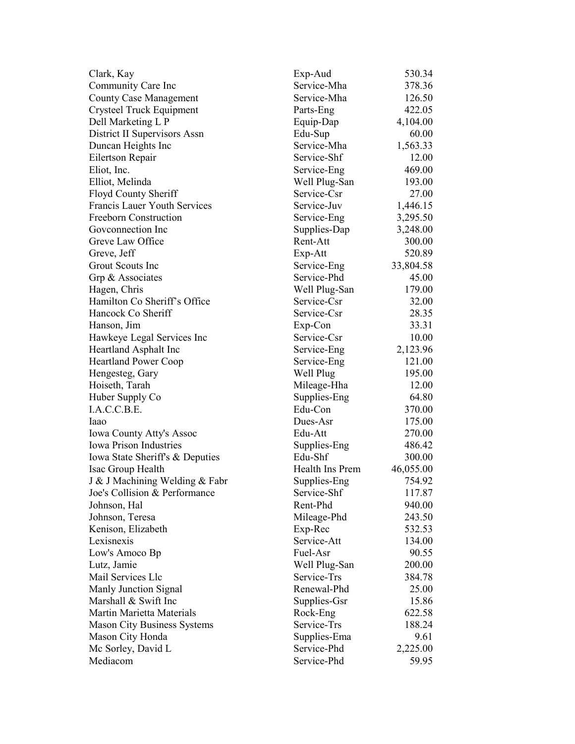| | | |
|---|---|---|
| Clark, Kay | Exp-Aud | 530.34 |
| Community Care Inc | Service-Mha | 378.36 |
| County Case Management | Service-Mha | 126.50 |
| Crysteel Truck Equipment | Parts-Eng | 422.05 |
| Dell Marketing L P | Equip-Dap | 4,104.00 |
| District II Supervisors Assn | Edu-Sup | 60.00 |
| Duncan Heights Inc | Service-Mha | 1,563.33 |
| Eilertson Repair | Service-Shf | 12.00 |
| Eliot, Inc. | Service-Eng | 469.00 |
| Elliot, Melinda | Well Plug-San | 193.00 |
| Floyd County Sheriff | Service-Csr | 27.00 |
| Francis Lauer Youth Services | Service-Juv | 1,446.15 |
| Freeborn Construction | Service-Eng | 3,295.50 |
| Govconnection Inc | Supplies-Dap | 3,248.00 |
| Greve Law Office | Rent-Att | 300.00 |
| Greve, Jeff | Exp-Att | 520.89 |
| Grout Scouts Inc | Service-Eng | 33,804.58 |
| Grp & Associates | Service-Phd | 45.00 |
| Hagen, Chris | Well Plug-San | 179.00 |
| Hamilton Co Sheriff's Office | Service-Csr | 32.00 |
| Hancock Co Sheriff | Service-Csr | 28.35 |
| Hanson, Jim | Exp-Con | 33.31 |
| Hawkeye Legal Services Inc | Service-Csr | 10.00 |
| Heartland Asphalt Inc | Service-Eng | 2,123.96 |
| Heartland Power Coop | Service-Eng | 121.00 |
| Hengesteg, Gary | Well Plug | 195.00 |
| Hoiseth, Tarah | Mileage-Hha | 12.00 |
| Huber Supply Co | Supplies-Eng | 64.80 |
| I.A.C.C.B.E. | Edu-Con | 370.00 |
| Iaao | Dues-Asr | 175.00 |
| Iowa County Atty's Assoc | Edu-Att | 270.00 |
| Iowa Prison Industries | Supplies-Eng | 486.42 |
| Iowa State Sheriff's & Deputies | Edu-Shf | 300.00 |
| Isac Group Health | Health Ins Prem | 46,055.00 |
| J & J Machining Welding & Fabr | Supplies-Eng | 754.92 |
| Joe's Collision & Performance | Service-Shf | 117.87 |
| Johnson, Hal | Rent-Phd | 940.00 |
| Johnson, Teresa | Mileage-Phd | 243.50 |
| Kenison, Elizabeth | Exp-Rec | 532.53 |
| Lexisnexis | Service-Att | 134.00 |
| Low's Amoco Bp | Fuel-Asr | 90.55 |
| Lutz, Jamie | Well Plug-San | 200.00 |
| Mail Services Llc | Service-Trs | 384.78 |
| Manly Junction Signal | Renewal-Phd | 25.00 |
| Marshall & Swift Inc | Supplies-Gsr | 15.86 |
| Martin Marietta Materials | Rock-Eng | 622.58 |
| Mason City Business Systems | Service-Trs | 188.24 |
| Mason City Honda | Supplies-Ema | 9.61 |
| Mc Sorley, David L | Service-Phd | 2,225.00 |
| Mediacom | Service-Phd | 59.95 |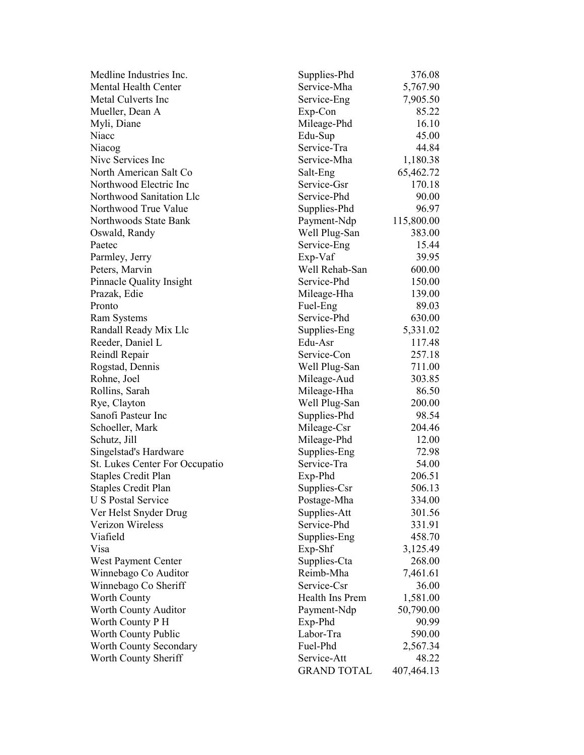| | | |
|---|---|---|
| Medline Industries Inc. | Supplies-Phd | 376.08 |
| Mental Health Center | Service-Mha | 5,767.90 |
| Metal Culverts Inc | Service-Eng | 7,905.50 |
| Mueller, Dean A | Exp-Con | 85.22 |
| Myli, Diane | Mileage-Phd | 16.10 |
| Niacc | Edu-Sup | 45.00 |
| Niacog | Service-Tra | 44.84 |
| Nivc Services Inc | Service-Mha | 1,180.38 |
| North American Salt Co | Salt-Eng | 65,462.72 |
| Northwood Electric Inc | Service-Gsr | 170.18 |
| Northwood Sanitation Llc | Service-Phd | 90.00 |
| Northwood True Value | Supplies-Phd | 96.97 |
| Northwoods State Bank | Payment-Ndp | 115,800.00 |
| Oswald, Randy | Well Plug-San | 383.00 |
| Paetec | Service-Eng | 15.44 |
| Parmley, Jerry | Exp-Vaf | 39.95 |
| Peters, Marvin | Well Rehab-San | 600.00 |
| Pinnacle Quality Insight | Service-Phd | 150.00 |
| Prazak, Edie | Mileage-Hha | 139.00 |
| Pronto | Fuel-Eng | 89.03 |
| Ram Systems | Service-Phd | 630.00 |
| Randall Ready Mix Llc | Supplies-Eng | 5,331.02 |
| Reeder, Daniel L | Edu-Asr | 117.48 |
| Reindl Repair | Service-Con | 257.18 |
| Rogstad, Dennis | Well Plug-San | 711.00 |
| Rohne, Joel | Mileage-Aud | 303.85 |
| Rollins, Sarah | Mileage-Hha | 86.50 |
| Rye, Clayton | Well Plug-San | 200.00 |
| Sanofi Pasteur Inc | Supplies-Phd | 98.54 |
| Schoeller, Mark | Mileage-Csr | 204.46 |
| Schutz, Jill | Mileage-Phd | 12.00 |
| Singelstad's Hardware | Supplies-Eng | 72.98 |
| St. Lukes Center For Occupatio | Service-Tra | 54.00 |
| Staples Credit Plan | Exp-Phd | 206.51 |
| Staples Credit Plan | Supplies-Csr | 506.13 |
| U S Postal Service | Postage-Mha | 334.00 |
| Ver Helst Snyder Drug | Supplies-Att | 301.56 |
| Verizon Wireless | Service-Phd | 331.91 |
| Viafield | Supplies-Eng | 458.70 |
| Visa | Exp-Shf | 3,125.49 |
| West Payment Center | Supplies-Cta | 268.00 |
| Winnebago Co Auditor | Reimb-Mha | 7,461.61 |
| Winnebago Co Sheriff | Service-Csr | 36.00 |
| Worth County | Health Ins Prem | 1,581.00 |
| Worth County Auditor | Payment-Ndp | 50,790.00 |
| Worth County P H | Exp-Phd | 90.99 |
| Worth County Public | Labor-Tra | 590.00 |
| Worth County Secondary | Fuel-Phd | 2,567.34 |
| Worth County Sheriff | Service-Att | 48.22 |
| | GRAND TOTAL | 407,464.13 |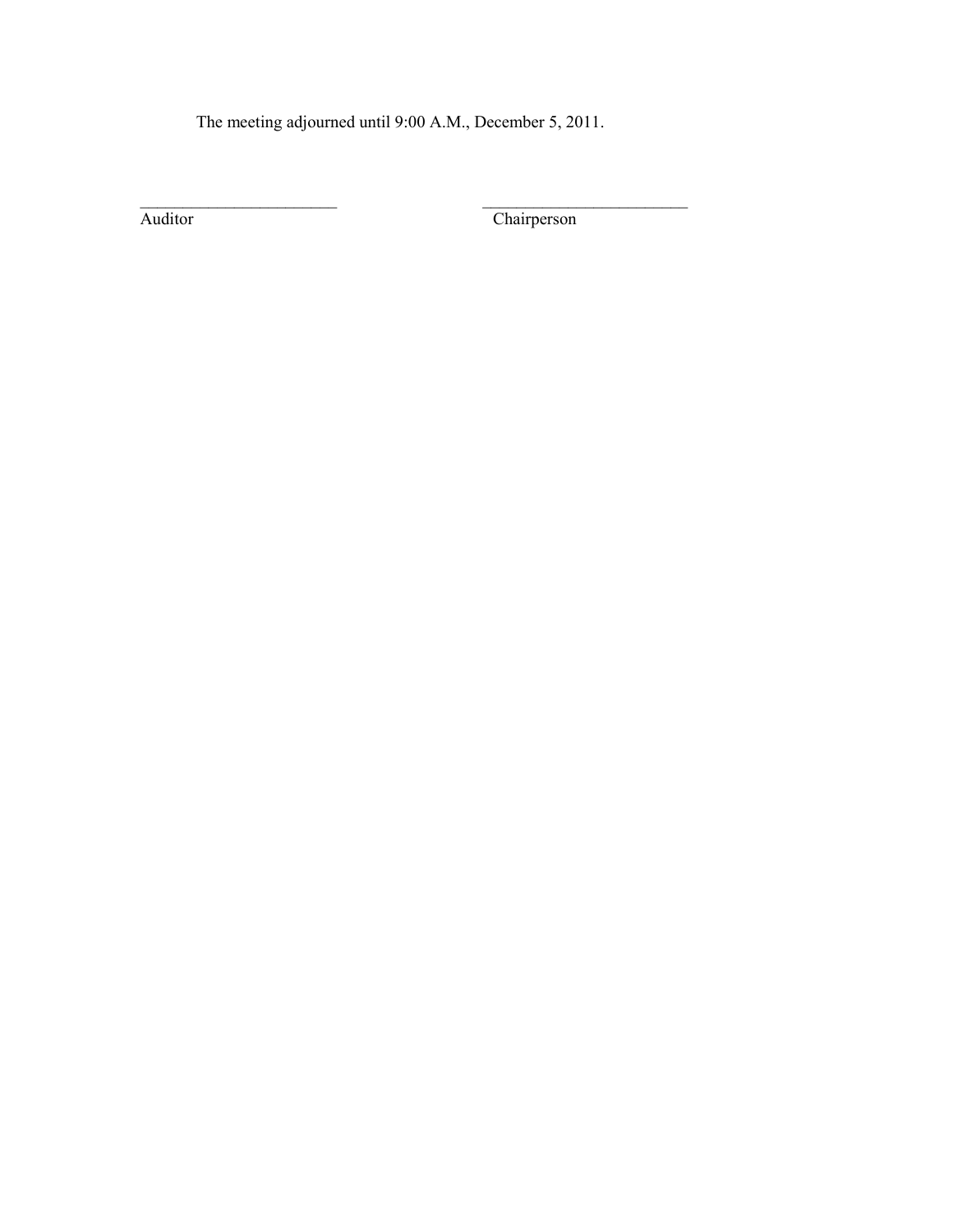The meeting adjourned until 9:00 A.M., December 5, 2011.

\_\_\_\_\_\_\_\_\_\_\_\_\_\_\_\_\_\_\_\_\_\_\_\_ \_\_\_\_\_\_\_\_\_\_\_\_\_\_\_\_\_\_\_\_\_\_\_\_\_

Auditor Chairperson